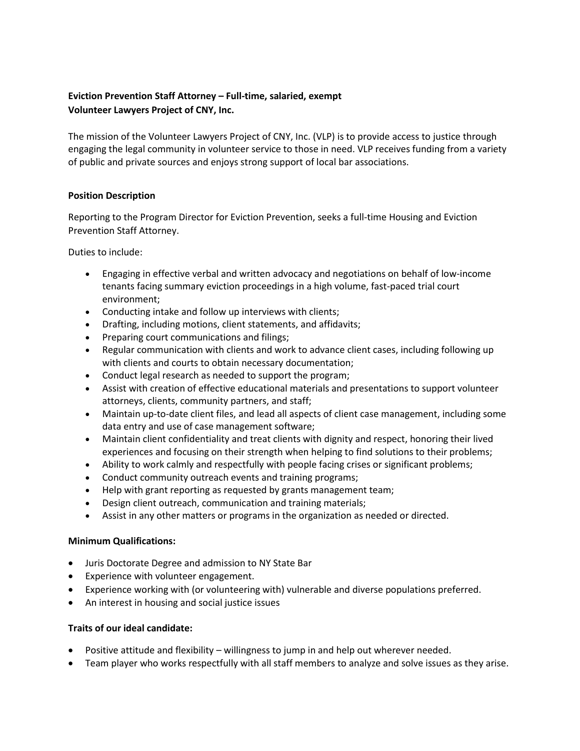**Eviction Prevention Staff Attorney – Full-time, salaried, exempt**
**Volunteer Lawyers Project of CNY, Inc.**

The mission of the Volunteer Lawyers Project of CNY, Inc. (VLP) is to provide access to justice through engaging the legal community in volunteer service to those in need. VLP receives funding from a variety of public and private sources and enjoys strong support of local bar associations.

**Position Description**

Reporting to the Program Director for Eviction Prevention, seeks a full-time Housing and Eviction Prevention Staff Attorney.

Duties to include:

- Engaging in effective verbal and written advocacy and negotiations on behalf of low-income tenants facing summary eviction proceedings in a high volume, fast-paced trial court environment;
- Conducting intake and follow up interviews with clients;
- Drafting, including motions, client statements, and affidavits;
- Preparing court communications and filings;
- Regular communication with clients and work to advance client cases, including following up with clients and courts to obtain necessary documentation;
- Conduct legal research as needed to support the program;
- Assist with creation of effective educational materials and presentations to support volunteer attorneys, clients, community partners, and staff;
- Maintain up-to-date client files, and lead all aspects of client case management, including some data entry and use of case management software;
- Maintain client confidentiality and treat clients with dignity and respect, honoring their lived experiences and focusing on their strength when helping to find solutions to their problems;
- Ability to work calmly and respectfully with people facing crises or significant problems;
- Conduct community outreach events and training programs;
- Help with grant reporting as requested by grants management team;
- Design client outreach, communication and training materials;
- Assist in any other matters or programs in the organization as needed or directed.

**Minimum Qualifications:**

- Juris Doctorate Degree and admission to NY State Bar
- Experience with volunteer engagement.
- Experience working with (or volunteering with) vulnerable and diverse populations preferred.
- An interest in housing and social justice issues

**Traits of our ideal candidate:**

- Positive attitude and flexibility – willingness to jump in and help out wherever needed.
- Team player who works respectfully with all staff members to analyze and solve issues as they arise.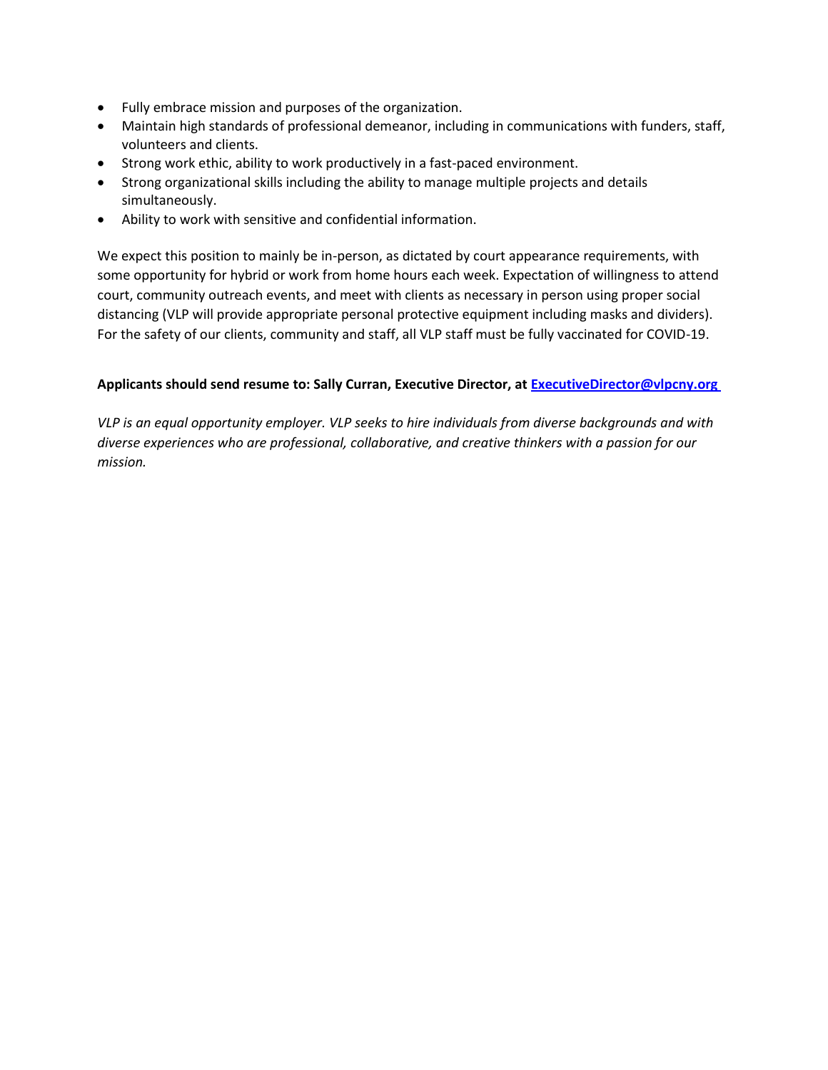- Fully embrace mission and purposes of the organization.
- Maintain high standards of professional demeanor, including in communications with funders, staff, volunteers and clients.
- Strong work ethic, ability to work productively in a fast-paced environment.
- Strong organizational skills including the ability to manage multiple projects and details simultaneously.
- Ability to work with sensitive and confidential information.

We expect this position to mainly be in-person, as dictated by court appearance requirements, with some opportunity for hybrid or work from home hours each week. Expectation of willingness to attend court, community outreach events, and meet with clients as necessary in person using proper social distancing (VLP will provide appropriate personal protective equipment including masks and dividers). For the safety of our clients, community and staff, all VLP staff must be fully vaccinated for COVID-19.

**Applicants should send resume to: Sally Curran, Executive Director, at ExecutiveDirector@vlpcny.org**

*VLP is an equal opportunity employer. VLP seeks to hire individuals from diverse backgrounds and with diverse experiences who are professional, collaborative, and creative thinkers with a passion for our mission.*